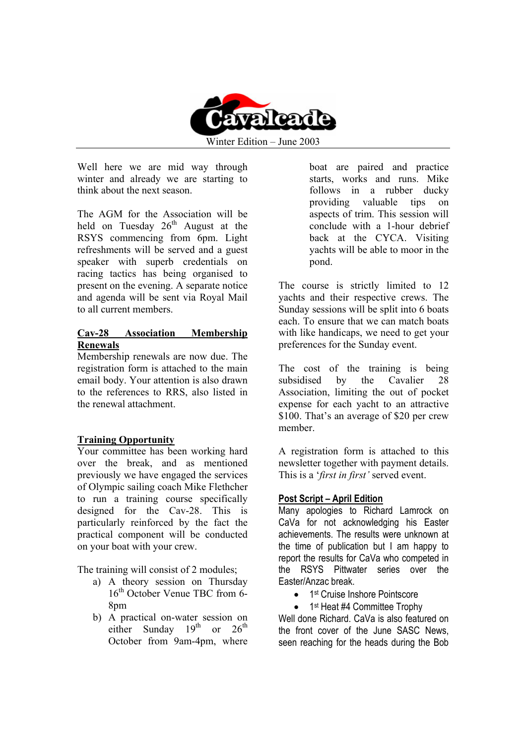# Cavalcade

Winter Edition – June 2003

Well here we are mid way through winter and already we are starting to think about the next season.

The AGM for the Association will be held on Tuesday 26th August at the RSYS commencing from 6pm. Light refreshments will be served and a guest speaker with superb credentials on racing tactics has being organised to present on the evening. A separate notice and agenda will be sent via Royal Mail to all current members.

## Cav-28 Association Membership Renewals

Membership renewals are now due. The registration form is attached to the main email body. Your attention is also drawn to the references to RRS, also listed in the renewal attachment.

## Training Opportunity

Your committee has been working hard over the break, and as mentioned previously we have engaged the services of Olympic sailing coach Mike Flethcher to run a training course specifically designed for the Cav-28. This is particularly reinforced by the fact the practical component will be conducted on your boat with your crew.

The training will consist of 2 modules;

a) A theory session on Thursday 16th October Venue TBC from 6-8pm
b) A practical on-water session on either Sunday 19th or 26th October from 9am-4pm, where boat are paired and practice starts, works and runs. Mike follows in a rubber ducky providing valuable tips on aspects of trim. This session will conclude with a 1-hour debrief back at the CYCA. Visiting yachts will be able to moor in the pond.

The course is strictly limited to 12 yachts and their respective crews. The Sunday sessions will be split into 6 boats each. To ensure that we can match boats with like handicaps, we need to get your preferences for the Sunday event.

The cost of the training is being subsidised by the Cavalier 28 Association, limiting the out of pocket expense for each yacht to an attractive $100. That's an average of $20 per crew member.

A registration form is attached to this newsletter together with payment details. This is a '*first in first'* served event.

## Post Script – April Edition

Many apologies to Richard Lamrock on CaVa for not acknowledging his Easter achievements. The results were unknown at the time of publication but I am happy to report the results for CaVa who competed in the RSYS Pittwater series over the Easter/Anzac break.

- 1st Cruise Inshore Pointscore
- 1st Heat #4 Committee Trophy

Well done Richard. CaVa is also featured on the front cover of the June SASC News, seen reaching for the heads during the Bob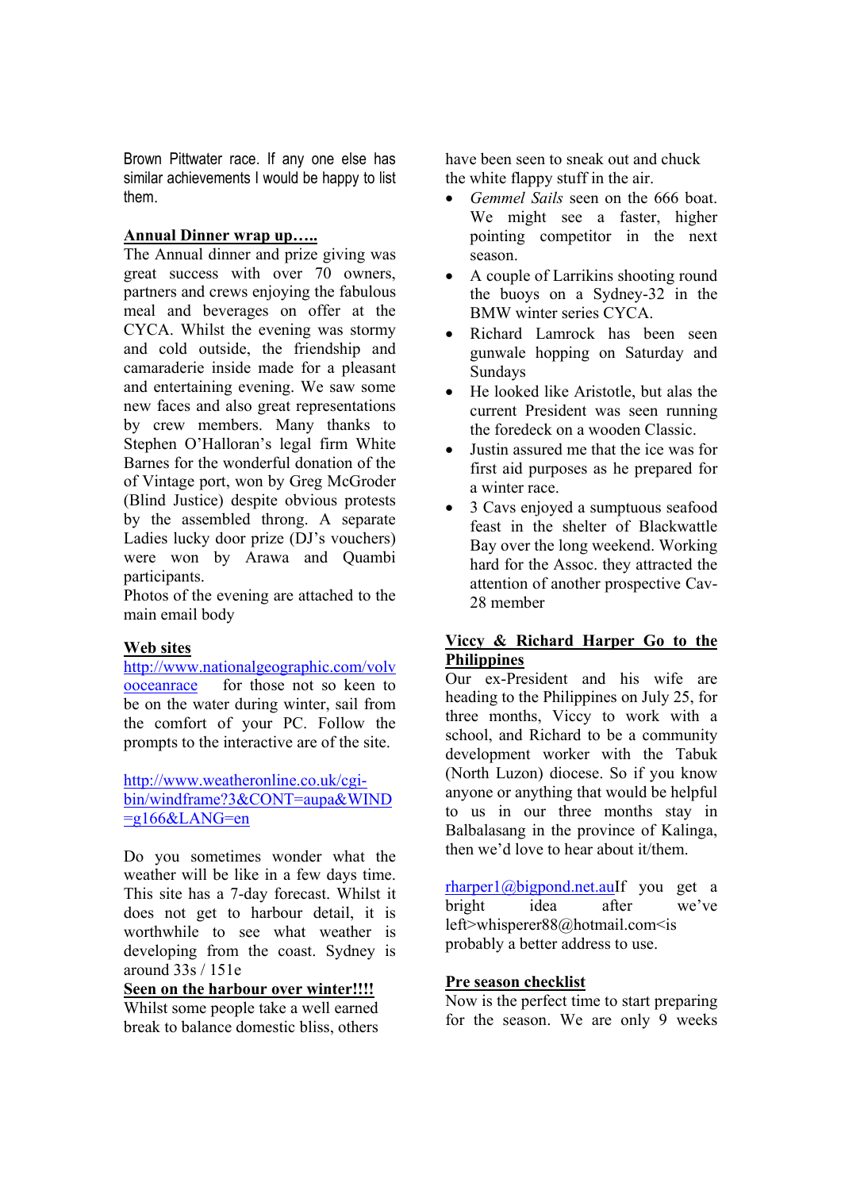Brown Pittwater race. If any one else has similar achievements I would be happy to list them.

**Annual Dinner wrap up…..**

The Annual dinner and prize giving was great success with over 70 owners, partners and crews enjoying the fabulous meal and beverages on offer at the CYCA. Whilst the evening was stormy and cold outside, the friendship and camaraderie inside made for a pleasant and entertaining evening. We saw some new faces and also great representations by crew members. Many thanks to Stephen O'Halloran's legal firm White Barnes for the wonderful donation of the of Vintage port, won by Greg McGroder (Blind Justice) despite obvious protests by the assembled throng. A separate Ladies lucky door prize (DJ's vouchers) were won by Arawa and Quambi participants.

Photos of the evening are attached to the main email body

**Web sites**

http://www.nationalgeographic.com/volvooceanrace for those not so keen to be on the water during winter, sail from the comfort of your PC. Follow the prompts to the interactive are of the site.

http://www.weatheronline.co.uk/cgi-bin/windframe?3&CONT=aupa&WIND=g166&LANG=en

Do you sometimes wonder what the weather will be like in a few days time. This site has a 7-day forecast. Whilst it does not get to harbour detail, it is worthwhile to see what weather is developing from the coast. Sydney is around 33s / 151e

**Seen on the harbour over winter!!!!**

Whilst some people take a well earned break to balance domestic bliss, others have been seen to sneak out and chuck the white flappy stuff in the air.

- *Gemmel Sails* seen on the 666 boat. We might see a faster, higher pointing competitor in the next season.
- A couple of Larrikins shooting round the buoys on a Sydney-32 in the BMW winter series CYCA.
- Richard Lamrock has been seen gunwale hopping on Saturday and Sundays
- He looked like Aristotle, but alas the current President was seen running the foredeck on a wooden Classic.
- Justin assured me that the ice was for first aid purposes as he prepared for a winter race.
- 3 Cavs enjoyed a sumptuous seafood feast in the shelter of Blackwattle Bay over the long weekend. Working hard for the Assoc. they attracted the attention of another prospective Cav-28 member

**Viccy & Richard Harper Go to the Philippines**

Our ex-President and his wife are heading to the Philippines on July 25, for three months, Viccy to work with a school, and Richard to be a community development worker with the Tabuk (North Luzon) diocese. So if you know anyone or anything that would be helpful to us in our three months stay in Balbalasang in the province of Kalinga, then we'd love to hear about it/them.

rharper1@bigpond.net.auIf you get a bright idea after we've left>whisperer88@hotmail.com<is probably a better address to use.

**Pre season checklist**

Now is the perfect time to start preparing for the season. We are only 9 weeks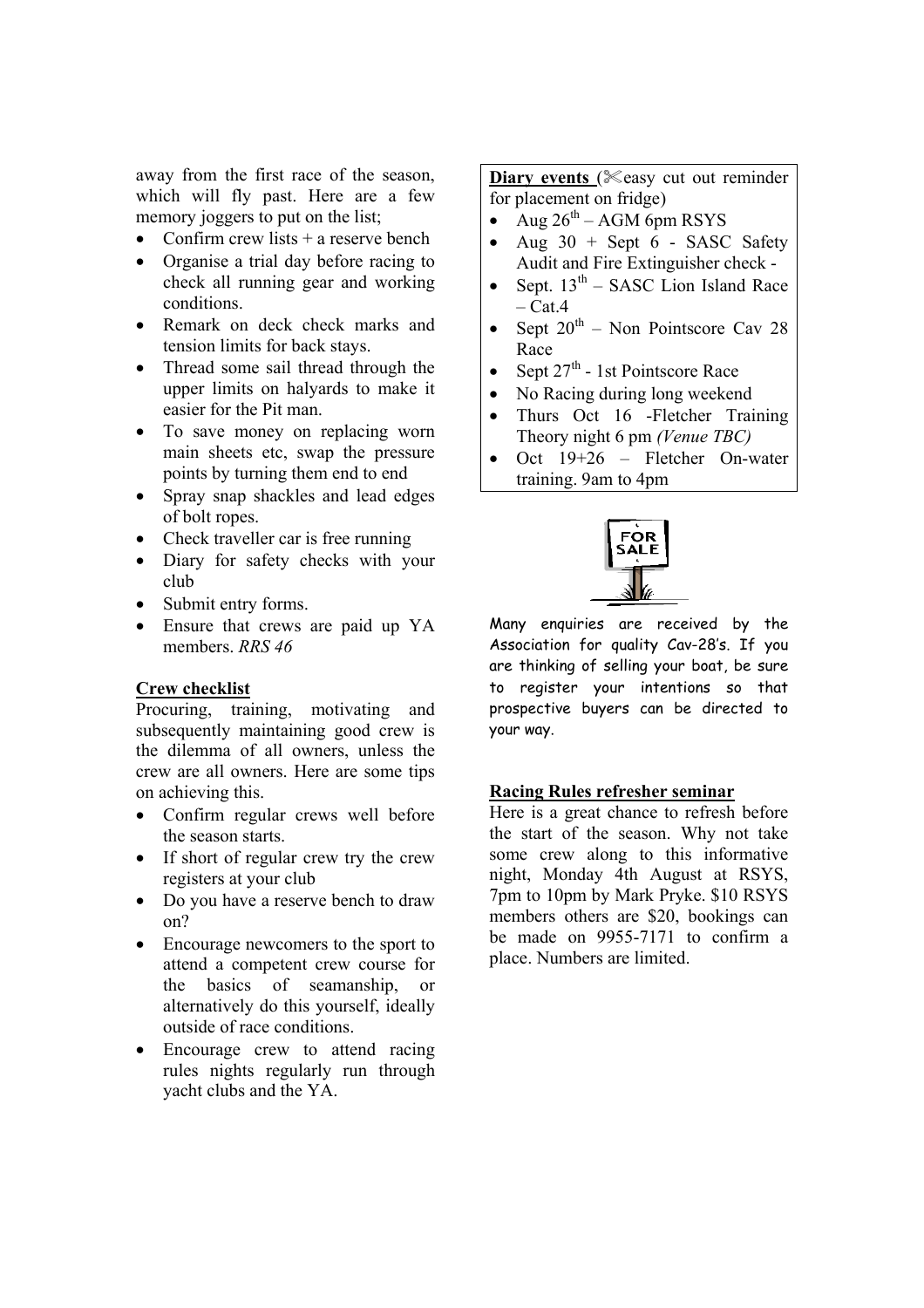away from the first race of the season, which will fly past. Here are a few memory joggers to put on the list;

- Confirm crew lists + a reserve bench
- Organise a trial day before racing to check all running gear and working conditions.
- Remark on deck check marks and tension limits for back stays.
- Thread some sail thread through the upper limits on halyards to make it easier for the Pit man.
- To save money on replacing worn main sheets etc, swap the pressure points by turning them end to end
- Spray snap shackles and lead edges of bolt ropes.
- Check traveller car is free running
- Diary for safety checks with your club
- Submit entry forms.
- Ensure that crews are paid up YA members. *RRS 46*

**Crew checklist**

Procuring, training, motivating and subsequently maintaining good crew is the dilemma of all owners, unless the crew are all owners. Here are some tips on achieving this.

- Confirm regular crews well before the season starts.
- If short of regular crew try the crew registers at your club
- Do you have a reserve bench to draw on?
- Encourage newcomers to the sport to attend a competent crew course for the basics of seamanship, or alternatively do this yourself, ideally outside of race conditions.
- Encourage crew to attend racing rules nights regularly run through yacht clubs and the YA.

**Diary events** (✂easy cut out reminder for placement on fridge)

- Aug 26th – AGM 6pm RSYS
- Aug 30 + Sept 6 - SASC Safety Audit and Fire Extinguisher check -
- Sept. 13th – SASC Lion Island Race – Cat.4
- Sept 20th – Non Pointscore Cav 28 Race
- Sept 27th - 1st Pointscore Race
- No Racing during long weekend
- Thurs Oct 16 -Fletcher Training Theory night 6 pm *(Venue TBC)*
- Oct 19+26 – Fletcher On-water training. 9am to 4pm

FOR SALE

Many enquiries are received by the Association for quality Cav-28's. If you are thinking of selling your boat, be sure to register your intentions so that prospective buyers can be directed to your way.

**Racing Rules refresher seminar**

Here is a great chance to refresh before the start of the season. Why not take some crew along to this informative night, Monday 4th August at RSYS, 7pm to 10pm by Mark Pryke. $10 RSYS members others are $20, bookings can be made on 9955-7171 to confirm a place. Numbers are limited.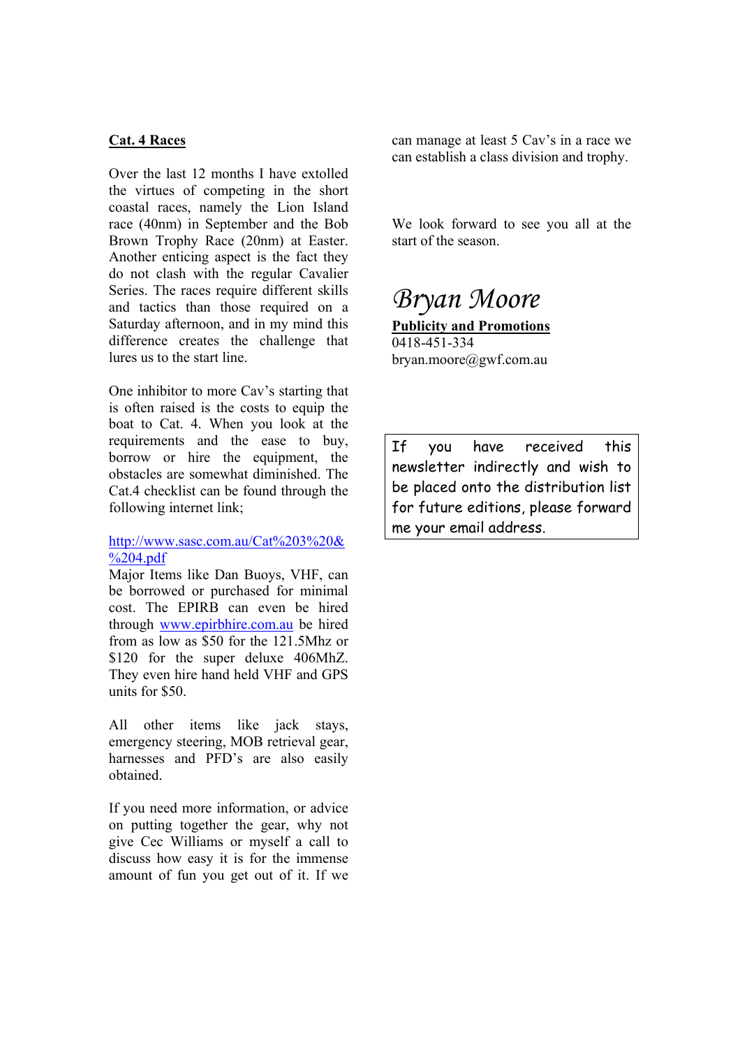**Cat. 4 Races**

Over the last 12 months I have extolled the virtues of competing in the short coastal races, namely the Lion Island race (40nm) in September and the Bob Brown Trophy Race (20nm) at Easter. Another enticing aspect is the fact they do not clash with the regular Cavalier Series. The races require different skills and tactics than those required on a Saturday afternoon, and in my mind this difference creates the challenge that lures us to the start line.

One inhibitor to more Cav's starting that is often raised is the costs to equip the boat to Cat. 4. When you look at the requirements and the ease to buy, borrow or hire the equipment, the obstacles are somewhat diminished. The Cat.4 checklist can be found through the following internet link;

[http://www.sasc.com.au/Cat%203%20&%204.pdf](http://www.sasc.com.au/Cat%203%20&%204.pdf)
Major Items like Dan Buoys, VHF, can be borrowed or purchased for minimal cost. The EPIRB can even be hired through [www.epirbhire.com.au](http://www.epirbhire.com.au) be hired from as low as $50 for the 121.5Mhz or $120 for the super deluxe 406MhZ. They even hire hand held VHF and GPS units for $50.

All other items like jack stays, emergency steering, MOB retrieval gear, harnesses and PFD's are also easily obtained.

If you need more information, or advice on putting together the gear, why not give Cec Williams or myself a call to discuss how easy it is for the immense amount of fun you get out of it. If we can manage at least 5 Cav's in a race we can establish a class division and trophy.

We look forward to see you all at the start of the season.

*Bryan Moore*

**Publicity and Promotions**
0418-451-334
bryan.moore@gwf.com.au

If you have received this newsletter indirectly and wish to be placed onto the distribution list for future editions, please forward me your email address.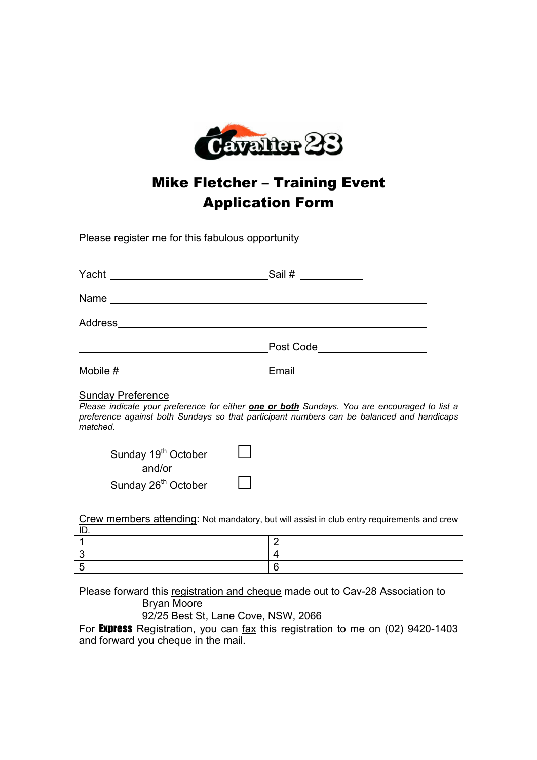# Mike Fletcher – Training Event Application Form

Please register me for this fabulous opportunity

Yacht ______________________________ Sail # ____________

Name ____________________________________________________________

Address __________________________________________________________

______________________________ Post Code __________________

Mobile # ______________________________ Email __________________

Sunday Preference

*Please indicate your preference for either* ***one or both*** *Sundays. You are encouraged to list a preference against both Sundays so that participant numbers can be balanced and handicaps matched.*

Sunday 19th October ☐

and/or

Sunday 26th October ☐

Crew members attending: Not mandatory, but will assist in club entry requirements and crew ID.

| | |
|---|---|
| 1 | 2 |
| 3 | 4 |
| 5 | 6 |

Please forward this registration and cheque made out to Cav-28 Association to
Bryan Moore
92/25 Best St, Lane Cove, NSW, 2066

For **Express** Registration, you can fax this registration to me on (02) 9420-1403 and forward you cheque in the mail.